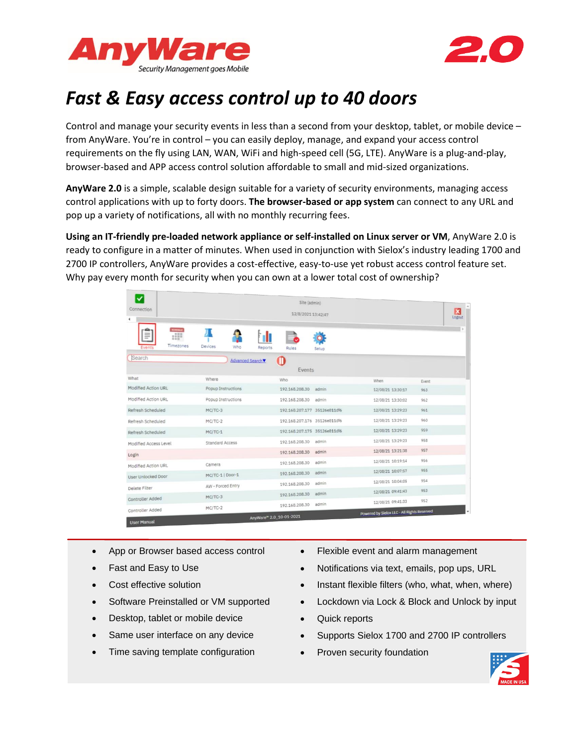# AnyWare 2.0

Security Management goes Mobile

## *Fast & Easy access control up to 40 doors*

Control and manage your security events in less than a second from your desktop, tablet, or mobile device – from AnyWare. You're in control – you can easily deploy, manage, and expand your access control requirements on the fly using LAN, WAN, WiFi and high-speed cell (5G, LTE). AnyWare is a plug-and-play, browser-based and APP access control solution affordable to small and mid-sized organizations.

**AnyWare 2.0** is a simple, scalable design suitable for a variety of security environments, managing access control applications with up to forty doors. **The browser-based or app system** can connect to any URL and pop up a variety of notifications, all with no monthly recurring fees.

**Using an IT-friendly pre-loaded network appliance or self-installed on Linux server or VM**, AnyWare 2.0 is ready to configure in a matter of minutes. When used in conjunction with Sielox's industry leading 1700 and 2700 IP controllers, AnyWare provides a cost-effective, easy-to-use yet robust access control feature set. Why pay every month for security when you can own at a lower total cost of ownership?

- App or Browser based access control
- Fast and Easy to Use
- Cost effective solution
- Software Preinstalled or VM supported
- Desktop, tablet or mobile device
- Same user interface on any device
- Time saving template configuration
- Flexible event and alarm management
- Notifications via text, emails, pop ups, URL
- Instant flexible filters (who, what, when, where)
- Lockdown via Lock & Block and Unlock by input
- Quick reports
- Supports Sielox 1700 and 2700 IP controllers
- Proven security foundation

MADE IN USA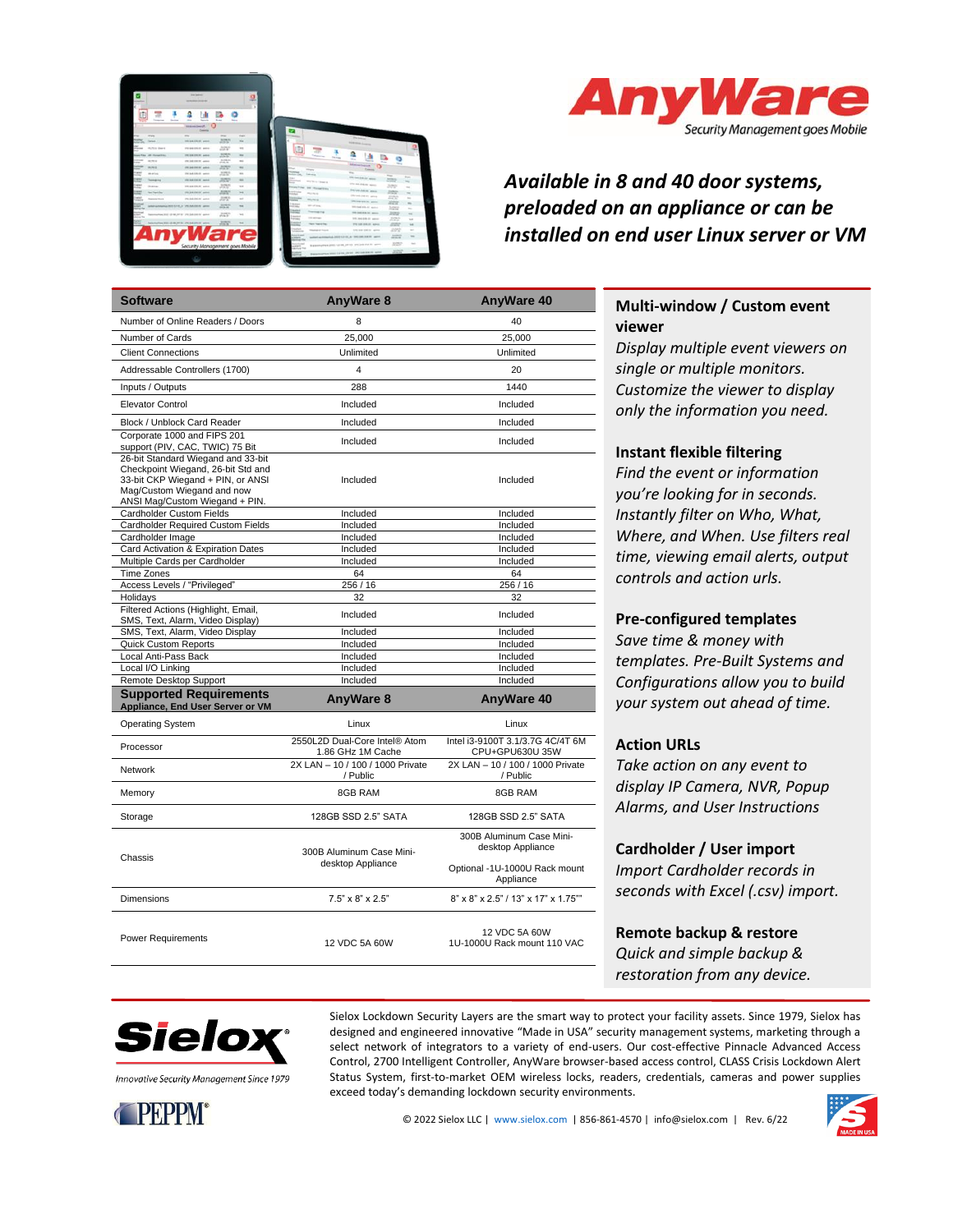# AnyWare

Security Management goes Mobile

***Available in 8 and 40 door systems, preloaded on an appliance or can be installed on end user Linux server or VM***

| Software | AnyWare 8 | AnyWare 40 |
|---|---|---|
| Number of Online Readers / Doors | 8 | 40 |
| Number of Cards | 25,000 | 25,000 |
| Client Connections | Unlimited | Unlimited |
| Addressable Controllers (1700) | 4 | 20 |
| Inputs / Outputs | 288 | 1440 |
| Elevator Control | Included | Included |
| Block / Unblock Card Reader | Included | Included |
| Corporate 1000 and FIPS 201 support (PIV, CAC, TWIC) 75 Bit | Included | Included |
| 26-bit Standard Wiegand and 33-bit Checkpoint Wiegand, 26-bit Std and 33-bit CKP Wiegand + PIN, or ANSI Mag/Custom Wiegand and now ANSI Mag/Custom Wiegand + PIN. | Included | Included |
| Cardholder Custom Fields | Included | Included |
| Cardholder Required Custom Fields | Included | Included |
| Cardholder Image | Included | Included |
| Card Activation & Expiration Dates | Included | Included |
| Multiple Cards per Cardholder | Included | Included |
| Time Zones | 64 | 64 |
| Access Levels / "Privileged" | 256 / 16 | 256 / 16 |
| Holidays | 32 | 32 |
| Filtered Actions (Highlight, Email, SMS, Text, Alarm, Video Display) | Included | Included |
| SMS, Text, Alarm, Video Display | Included | Included |
| Quick Custom Reports | Included | Included |
| Local Anti-Pass Back | Included | Included |
| Local I/O Linking | Included | Included |
| Remote Desktop Support | Included | Included |
| **Supported Requirements** Appliance, End User Server or VM | **AnyWare 8** | **AnyWare 40** |
| Operating System | Linux | Linux |
| Processor | 2550L2D Dual-Core Intel® Atom 1.86 GHz 1M Cache | Intel i3-9100T 3.1/3.7G 4C/4T 6M CPU+GPU630U 35W |
| Network | 2X LAN – 10 / 100 / 1000 Private / Public | 2X LAN – 10 / 100 / 1000 Private / Public |
| Memory | 8GB RAM | 8GB RAM |
| Storage | 128GB SSD 2.5" SATA | 128GB SSD 2.5" SATA |
| Chassis | 300B Aluminum Case Mini-desktop Appliance | 300B Aluminum Case Mini-desktop Appliance<br>Optional -1U-1000U Rack mount Appliance |
| Dimensions | 7.5" x 8" x 2.5" | 8" x 8" x 2.5" / 13" x 17" x 1.75"" |
| Power Requirements | 12 VDC 5A 60W | 12 VDC 5A 60W<br>1U-1000U Rack mount 110 VAC |

## Multi-window / Custom event viewer

*Display multiple event viewers on single or multiple monitors. Customize the viewer to display only the information you need.*

## Instant flexible filtering

*Find the event or information you're looking for in seconds. Instantly filter on Who, What, Where, and When. Use filters real time, viewing email alerts, output controls and action urls.*

## Pre-configured templates

*Save time & money with templates. Pre-Built Systems and Configurations allow you to build your system out ahead of time.*

## Action URLs

*Take action on any event to display IP Camera, NVR, Popup Alarms, and User Instructions*

## Cardholder / User import

*Import Cardholder records in seconds with Excel (.csv) import.*

## Remote backup & restore

*Quick and simple backup & restoration from any device.*

---

**Sielox**

Innovative Security Management Since 1979

PEPPM

Sielox Lockdown Security Layers are the smart way to protect your facility assets. Since 1979, Sielox has designed and engineered innovative "Made in USA" security management systems, marketing through a select network of integrators to a variety of end-users. Our cost-effective Pinnacle Advanced Access Control, 2700 Intelligent Controller, AnyWare browser-based access control, CLASS Crisis Lockdown Alert Status System, first-to-market OEM wireless locks, readers, credentials, cameras and power supplies exceed today's demanding lockdown security environments.

© 2022 Sielox LLC | www.sielox.com | 856-861-4570 | info@sielox.com | Rev. 6/22

MADE IN USA